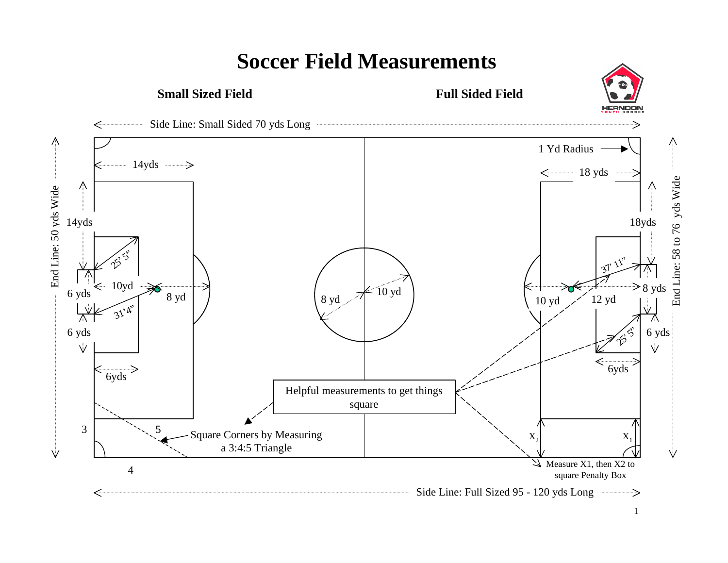# Soccer Field Measurements

**Small Sized Field**

**Full Sided Field**

HERNDON YOUTH SOCCER

Side Line: Small Sided 70 yds Long

End Line: 50 yds Wide

14yds

14yds

25' 5"

10yd

8 yd

6 yds

31' 4"

6 yds

6yds

3

5

4

Square Corners by Measuring a 3:4:5 Triangle

8 yd

10 yd

Helpful measurements to get things square

1 Yd Radius

18 yds

18yds

37' 11"

8 yds

10 yd

12 yd

25' 5"

6 yds

6yds

$X_2$

$X_1$

Measure X1, then X2 to square Penalty Box

End Line: 58 to 76 yds Wide

Side Line: Full Sized 95 - 120 yds Long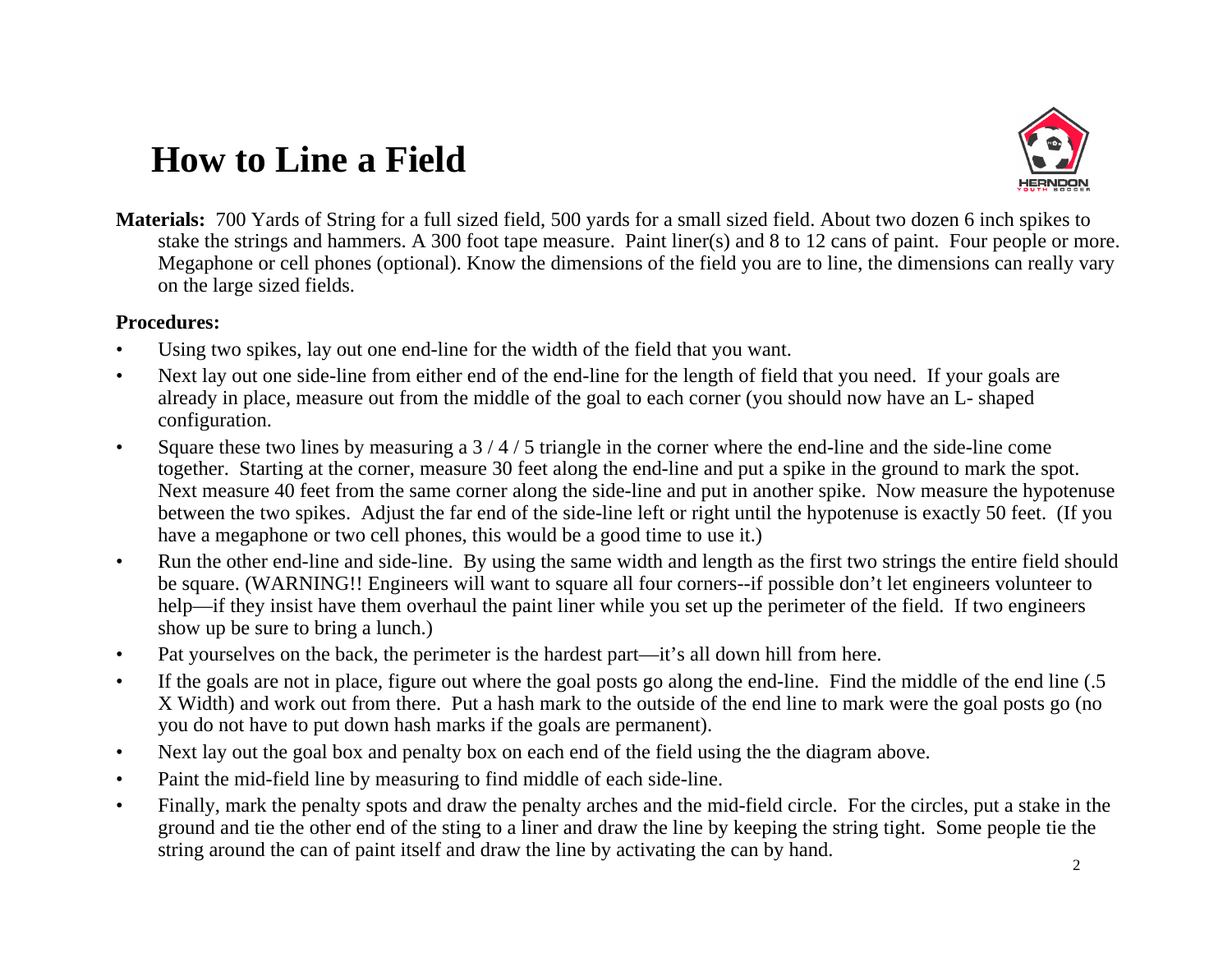# How to Line a Field

**Materials:** 700 Yards of String for a full sized field, 500 yards for a small sized field. About two dozen 6 inch spikes to stake the strings and hammers. A 300 foot tape measure. Paint liner(s) and 8 to 12 cans of paint. Four people or more. Megaphone or cell phones (optional). Know the dimensions of the field you are to line, the dimensions can really vary on the large sized fields.

**Procedures:**

- Using two spikes, lay out one end-line for the width of the field that you want.
- Next lay out one side-line from either end of the end-line for the length of field that you need. If your goals are already in place, measure out from the middle of the goal to each corner (you should now have an L- shaped configuration.
- Square these two lines by measuring a 3 / 4 / 5 triangle in the corner where the end-line and the side-line come together. Starting at the corner, measure 30 feet along the end-line and put a spike in the ground to mark the spot. Next measure 40 feet from the same corner along the side-line and put in another spike. Now measure the hypotenuse between the two spikes. Adjust the far end of the side-line left or right until the hypotenuse is exactly 50 feet. (If you have a megaphone or two cell phones, this would be a good time to use it.)
- Run the other end-line and side-line. By using the same width and length as the first two strings the entire field should be square. (WARNING!! Engineers will want to square all four corners--if possible don't let engineers volunteer to help—if they insist have them overhaul the paint liner while you set up the perimeter of the field. If two engineers show up be sure to bring a lunch.)
- Pat yourselves on the back, the perimeter is the hardest part—it's all down hill from here.
- If the goals are not in place, figure out where the goal posts go along the end-line. Find the middle of the end line (.5 X Width) and work out from there. Put a hash mark to the outside of the end line to mark were the goal posts go (no you do not have to put down hash marks if the goals are permanent).
- Next lay out the goal box and penalty box on each end of the field using the the diagram above.
- Paint the mid-field line by measuring to find middle of each side-line.
- Finally, mark the penalty spots and draw the penalty arches and the mid-field circle. For the circles, put a stake in the ground and tie the other end of the sting to a liner and draw the line by keeping the string tight. Some people tie the string around the can of paint itself and draw the line by activating the can by hand.